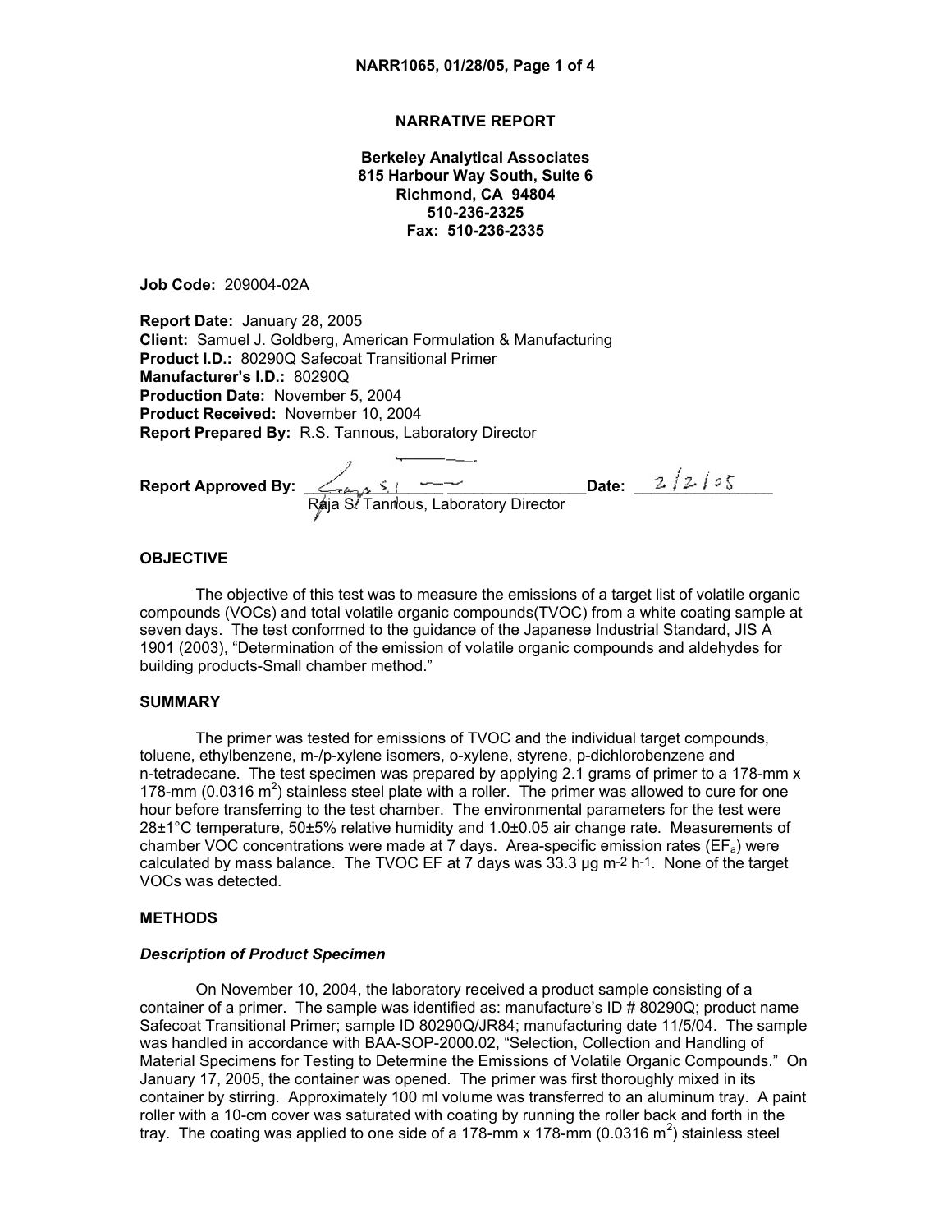# NARRATIVE REPORT

**Berkeley Analytical Associates**
**815 Harbour Way South, Suite 6**
**Richmond, CA 94804**
**510-236-2325**
**Fax: 510-236-2335**

**Job Code:** 209004-02A

**Report Date:** January 28, 2005
**Client:** Samuel J. Goldberg, American Formulation & Manufacturing
**Product I.D.:** 80290Q Safecoat Transitional Primer
**Manufacturer's I.D.:** 80290Q
**Production Date:** November 5, 2004
**Product Received:** November 10, 2004
**Report Prepared By:** R.S. Tannous, Laboratory Director

**Report Approved By:** ______________________ **Date:** 2/2/05
Raja S. Tannous, Laboratory Director

## OBJECTIVE

The objective of this test was to measure the emissions of a target list of volatile organic compounds (VOCs) and total volatile organic compounds(TVOC) from a white coating sample at seven days. The test conformed to the guidance of the Japanese Industrial Standard, JIS A 1901 (2003), "Determination of the emission of volatile organic compounds and aldehydes for building products-Small chamber method."

## SUMMARY

The primer was tested for emissions of TVOC and the individual target compounds, toluene, ethylbenzene, m-/p-xylene isomers, o-xylene, styrene, p-dichlorobenzene and n-tetradecane. The test specimen was prepared by applying 2.1 grams of primer to a 178-mm x 178-mm (0.0316 $m^2$) stainless steel plate with a roller. The primer was allowed to cure for one hour before transferring to the test chamber. The environmental parameters for the test were 28±1°C temperature, 50±5% relative humidity and 1.0±0.05 air change rate. Measurements of chamber VOC concentrations were made at 7 days. Area-specific emission rates ($EF_a$) were calculated by mass balance. The TVOC EF at 7 days was 33.3 µg $m^{-2}$ $h^{-1}$. None of the target VOCs was detected.

## METHODS

### *Description of Product Specimen*

On November 10, 2004, the laboratory received a product sample consisting of a container of a primer. The sample was identified as: manufacture's ID # 80290Q; product name Safecoat Transitional Primer; sample ID 80290Q/JR84; manufacturing date 11/5/04. The sample was handled in accordance with BAA-SOP-2000.02, "Selection, Collection and Handling of Material Specimens for Testing to Determine the Emissions of Volatile Organic Compounds." On January 17, 2005, the container was opened. The primer was first thoroughly mixed in its container by stirring. Approximately 100 ml volume was transferred to an aluminum tray. A paint roller with a 10-cm cover was saturated with coating by running the roller back and forth in the tray. The coating was applied to one side of a 178-mm x 178-mm (0.0316 $m^2$) stainless steel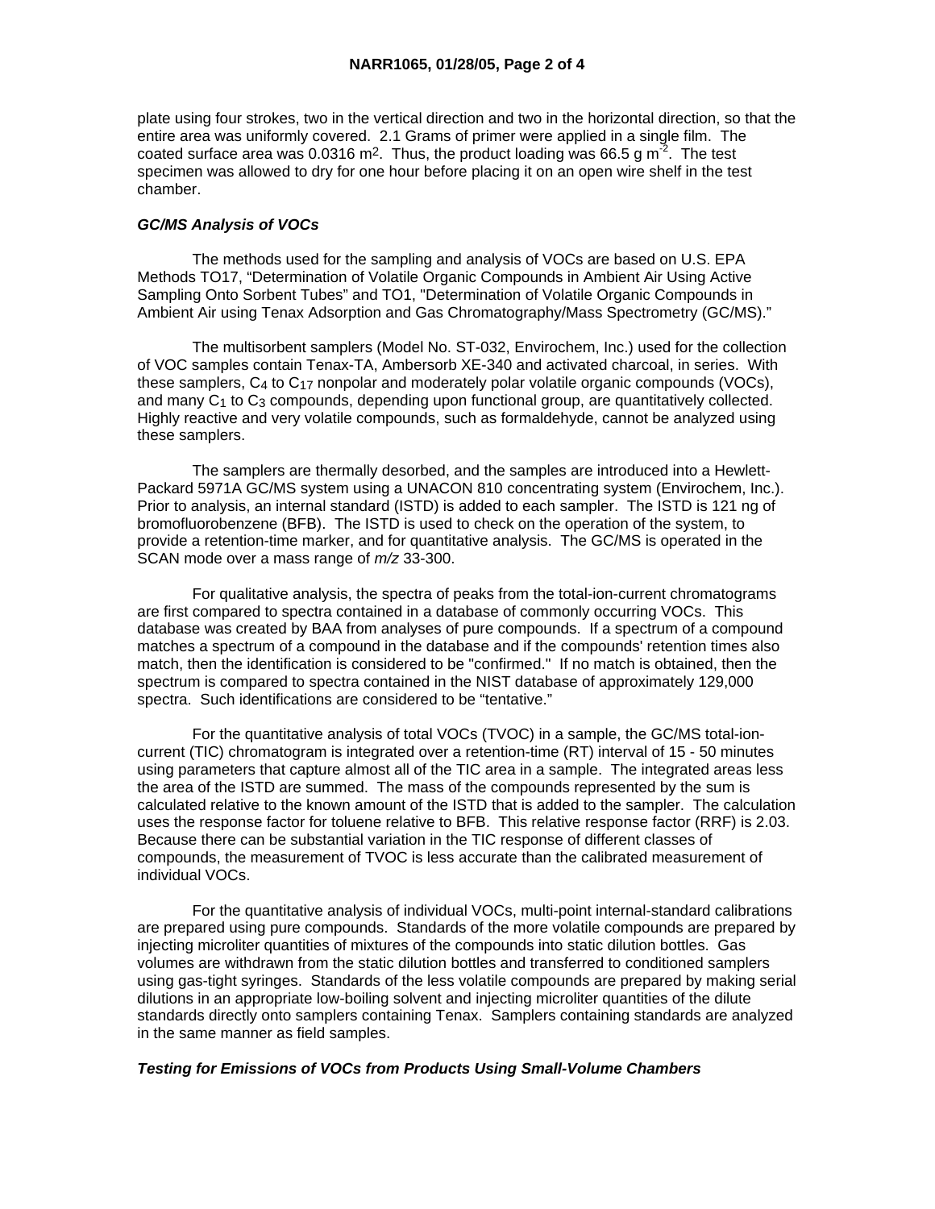plate using four strokes, two in the vertical direction and two in the horizontal direction, so that the entire area was uniformly covered. 2.1 Grams of primer were applied in a single film. The coated surface area was 0.0316 $m^2$. Thus, the product loading was 66.5 g $m^{-2}$. The test specimen was allowed to dry for one hour before placing it on an open wire shelf in the test chamber.

### *GC/MS Analysis of VOCs*

The methods used for the sampling and analysis of VOCs are based on U.S. EPA Methods TO17, "Determination of Volatile Organic Compounds in Ambient Air Using Active Sampling Onto Sorbent Tubes" and TO1, "Determination of Volatile Organic Compounds in Ambient Air using Tenax Adsorption and Gas Chromatography/Mass Spectrometry (GC/MS)."

The multisorbent samplers (Model No. ST-032, Envirochem, Inc.) used for the collection of VOC samples contain Tenax-TA, Ambersorb XE-340 and activated charcoal, in series. With these samplers, $C_4$ to $C_{17}$ nonpolar and moderately polar volatile organic compounds (VOCs), and many $C_1$ to $C_3$ compounds, depending upon functional group, are quantitatively collected. Highly reactive and very volatile compounds, such as formaldehyde, cannot be analyzed using these samplers.

The samplers are thermally desorbed, and the samples are introduced into a Hewlett-Packard 5971A GC/MS system using a UNACON 810 concentrating system (Envirochem, Inc.). Prior to analysis, an internal standard (ISTD) is added to each sampler. The ISTD is 121 ng of bromofluorobenzene (BFB). The ISTD is used to check on the operation of the system, to provide a retention-time marker, and for quantitative analysis. The GC/MS is operated in the SCAN mode over a mass range of *m/z* 33-300.

For qualitative analysis, the spectra of peaks from the total-ion-current chromatograms are first compared to spectra contained in a database of commonly occurring VOCs. This database was created by BAA from analyses of pure compounds. If a spectrum of a compound matches a spectrum of a compound in the database and if the compounds' retention times also match, then the identification is considered to be "confirmed." If no match is obtained, then the spectrum is compared to spectra contained in the NIST database of approximately 129,000 spectra. Such identifications are considered to be "tentative."

For the quantitative analysis of total VOCs (TVOC) in a sample, the GC/MS total-ion-current (TIC) chromatogram is integrated over a retention-time (RT) interval of 15 - 50 minutes using parameters that capture almost all of the TIC area in a sample. The integrated areas less the area of the ISTD are summed. The mass of the compounds represented by the sum is calculated relative to the known amount of the ISTD that is added to the sampler. The calculation uses the response factor for toluene relative to BFB. This relative response factor (RRF) is 2.03. Because there can be substantial variation in the TIC response of different classes of compounds, the measurement of TVOC is less accurate than the calibrated measurement of individual VOCs.

For the quantitative analysis of individual VOCs, multi-point internal-standard calibrations are prepared using pure compounds. Standards of the more volatile compounds are prepared by injecting microliter quantities of mixtures of the compounds into static dilution bottles. Gas volumes are withdrawn from the static dilution bottles and transferred to conditioned samplers using gas-tight syringes. Standards of the less volatile compounds are prepared by making serial dilutions in an appropriate low-boiling solvent and injecting microliter quantities of the dilute standards directly onto samplers containing Tenax. Samplers containing standards are analyzed in the same manner as field samples.

### *Testing for Emissions of VOCs from Products Using Small-Volume Chambers*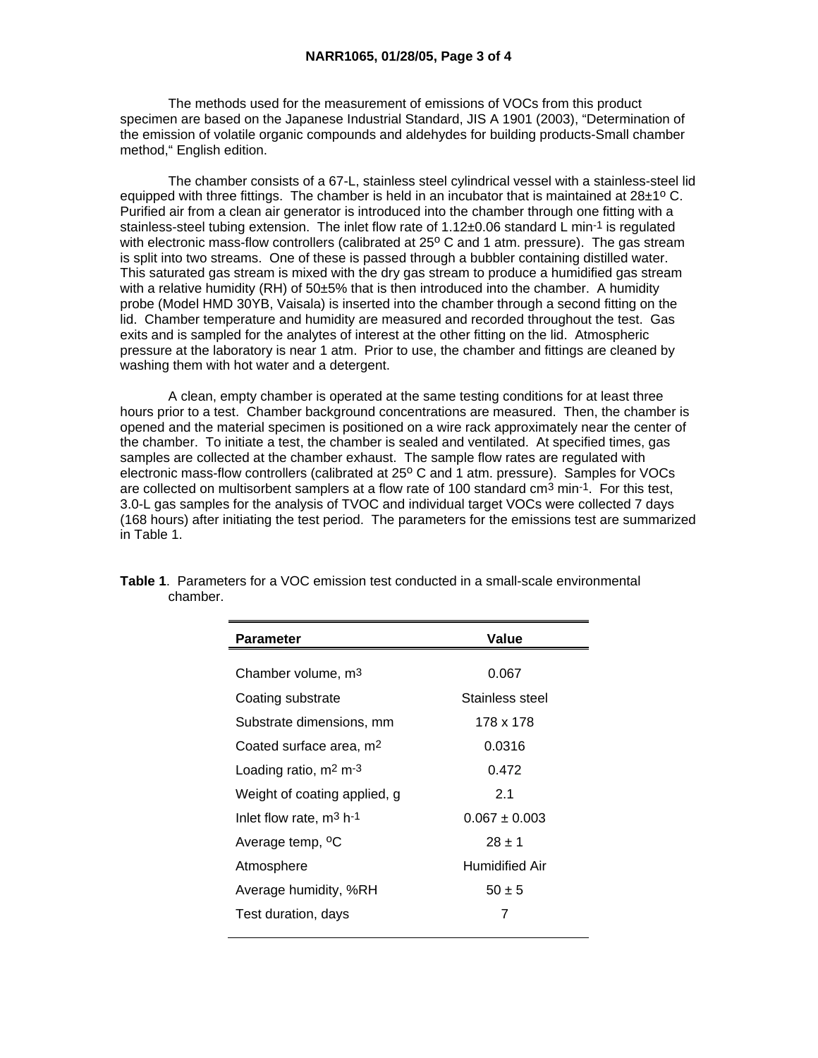The methods used for the measurement of emissions of VOCs from this product specimen are based on the Japanese Industrial Standard, JIS A 1901 (2003), "Determination of the emission of volatile organic compounds and aldehydes for building products-Small chamber method," English edition.

The chamber consists of a 67-L, stainless steel cylindrical vessel with a stainless-steel lid equipped with three fittings. The chamber is held in an incubator that is maintained at 28±1º C. Purified air from a clean air generator is introduced into the chamber through one fitting with a stainless-steel tubing extension. The inlet flow rate of 1.12±0.06 standard L $min^{-1}$ is regulated with electronic mass-flow controllers (calibrated at 25º C and 1 atm. pressure). The gas stream is split into two streams. One of these is passed through a bubbler containing distilled water. This saturated gas stream is mixed with the dry gas stream to produce a humidified gas stream with a relative humidity (RH) of 50±5% that is then introduced into the chamber. A humidity probe (Model HMD 30YB, Vaisala) is inserted into the chamber through a second fitting on the lid. Chamber temperature and humidity are measured and recorded throughout the test. Gas exits and is sampled for the analytes of interest at the other fitting on the lid. Atmospheric pressure at the laboratory is near 1 atm. Prior to use, the chamber and fittings are cleaned by washing them with hot water and a detergent.

A clean, empty chamber is operated at the same testing conditions for at least three hours prior to a test. Chamber background concentrations are measured. Then, the chamber is opened and the material specimen is positioned on a wire rack approximately near the center of the chamber. To initiate a test, the chamber is sealed and ventilated. At specified times, gas samples are collected at the chamber exhaust. The sample flow rates are regulated with electronic mass-flow controllers (calibrated at 25º C and 1 atm. pressure). Samples for VOCs are collected on multisorbent samplers at a flow rate of 100 standard $cm^3$ $min^{-1}$. For this test, 3.0-L gas samples for the analysis of TVOC and individual target VOCs were collected 7 days (168 hours) after initiating the test period. The parameters for the emissions test are summarized in Table 1.

**Table 1**. Parameters for a VOC emission test conducted in a small-scale environmental chamber.

| Parameter | Value |
|---|---|
| Chamber volume, $m^3$ | 0.067 |
| Coating substrate | Stainless steel |
| Substrate dimensions, mm | 178 x 178 |
| Coated surface area, $m^2$ | 0.0316 |
| Loading ratio, $m^2$ $m^{-3}$ | 0.472 |
| Weight of coating applied, g | 2.1 |
| Inlet flow rate, $m^3$ $h^{-1}$ | 0.067 ± 0.003 |
| Average temp, ºC | 28 ± 1 |
| Atmosphere | Humidified Air |
| Average humidity, %RH | 50 ± 5 |
| Test duration, days | 7 |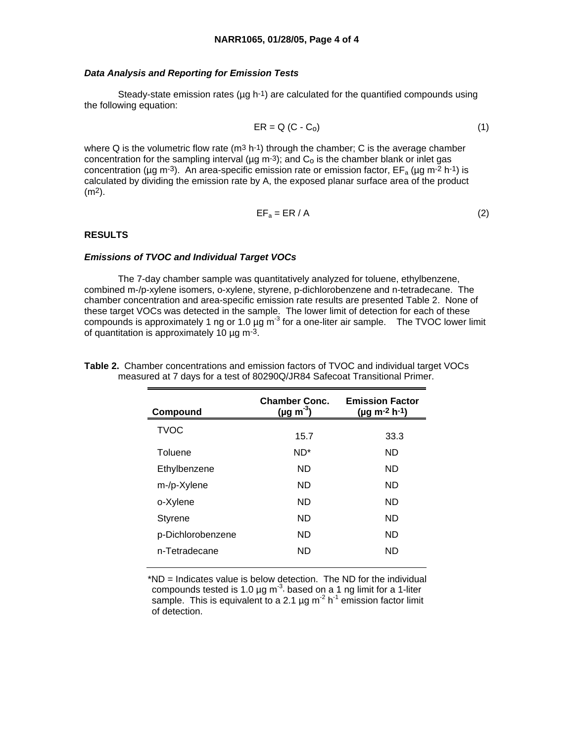### *Data Analysis and Reporting for Emission Tests*

Steady-state emission rates (µg $h^{-1}$) are calculated for the quantified compounds using the following equation:

$$ER = Q\,(C - C_o) \qquad (1)$$

where Q is the volumetric flow rate ($m^3\ h^{-1}$) through the chamber; C is the average chamber concentration for the sampling interval (µg $m^{-3}$); and $C_o$ is the chamber blank or inlet gas concentration (µg $m^{-3}$). An area-specific emission rate or emission factor, $EF_a$ (µg $m^{-2}\ h^{-1}$) is calculated by dividing the emission rate by A, the exposed planar surface area of the product ($m^2$).

$$EF_a = ER / A \qquad (2)$$

## RESULTS

### *Emissions of TVOC and Individual Target VOCs*

The 7-day chamber sample was quantitatively analyzed for toluene, ethylbenzene, combined m-/p-xylene isomers, o-xylene, styrene, p-dichlorobenzene and n-tetradecane. The chamber concentration and area-specific emission rate results are presented Table 2. None of these target VOCs was detected in the sample. The lower limit of detection for each of these compounds is approximately 1 ng or 1.0 µg $m^{-3}$ for a one-liter air sample. The TVOC lower limit of quantitation is approximately 10 µg $m^{-3}$.

**Table 2.** Chamber concentrations and emission factors of TVOC and individual target VOCs measured at 7 days for a test of 80290Q/JR84 Safecoat Transitional Primer.

| Compound | Chamber Conc. (µg $m^{-3}$) | Emission Factor (µg $m^{-2}\ h^{-1}$) |
|---|---|---|
| TVOC | 15.7 | 33.3 |
| Toluene | ND* | ND |
| Ethylbenzene | ND | ND |
| m-/p-Xylene | ND | ND |
| o-Xylene | ND | ND |
| Styrene | ND | ND |
| p-Dichlorobenzene | ND | ND |
| n-Tetradecane | ND | ND |

*ND = Indicates value is below detection. The ND for the individual compounds tested is 1.0 µg $m^{-3}$, based on a 1 ng limit for a 1-liter sample. This is equivalent to a 2.1 µg $m^{-2}\ h^{-1}$ emission factor limit of detection.